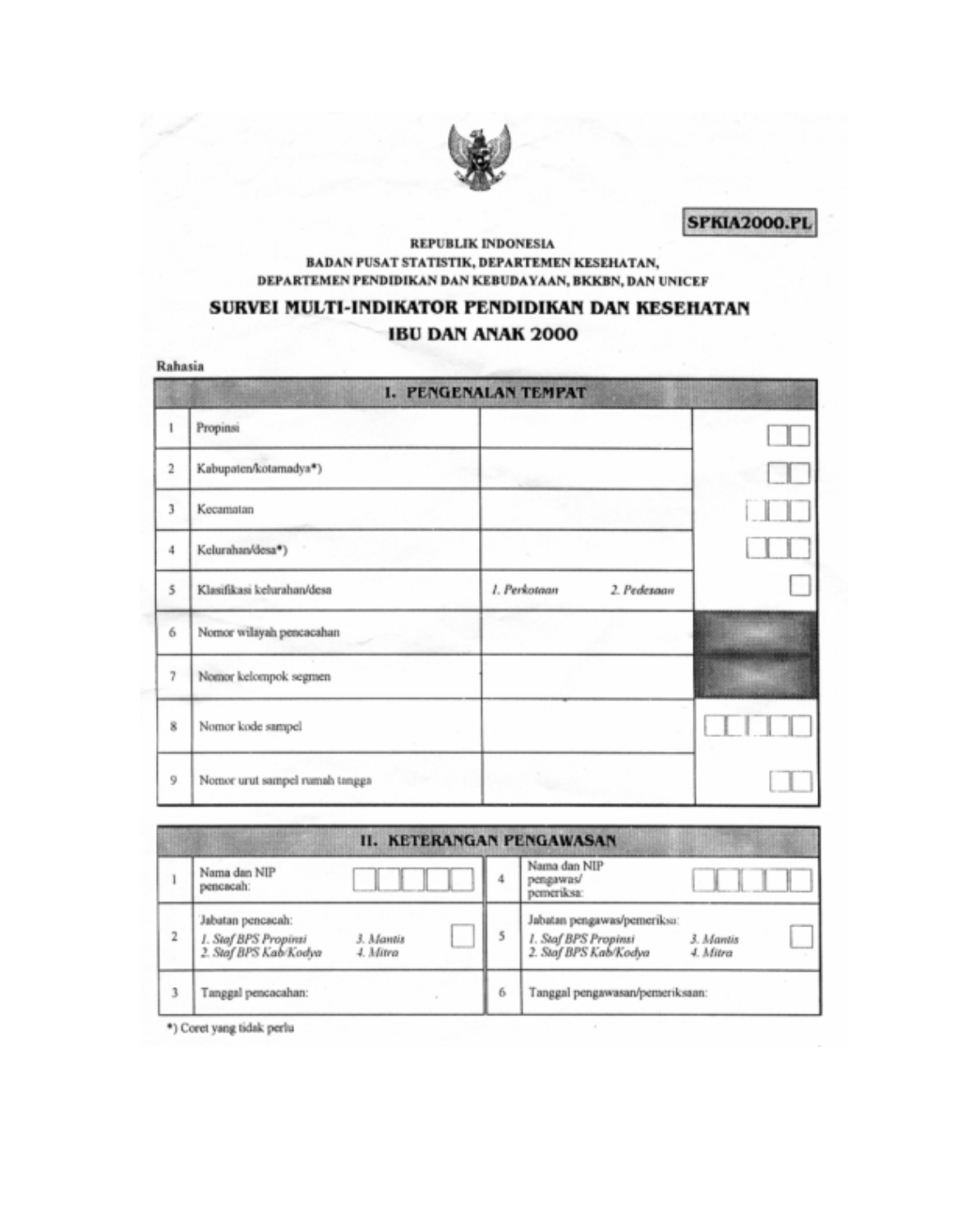SPKIA2000.PL

REPUBLIK INDONESIA
BADAN PUSAT STATISTIK, DEPARTEMEN KESEHATAN,
DEPARTEMEN PENDIDIKAN DAN KEBUDAYAAN, BKKBN, DAN UNICEF

# SURVEI MULTI-INDIKATOR PENDIDIKAN DAN KESEHATAN IBU DAN ANAK 2000

Rahasia

| I. PENGENALAN TEMPAT | | | |
|---|---|---|---|
| 1 | Propinsi | | ☐☐ |
| 2 | Kabupaten/kotamadya*) | | ☐☐ |
| 3 | Kecamatan | | ☐☐☐ |
| 4 | Kelurahan/desa*) | | ☐☐☐ |
| 5 | Klasifikasi kelurahan/desa | *1. Perkotaan* *2. Pedesaan* | ☐ |
| 6 | Nomor wilayah pencacahan | | |
| 7 | Nomor kelompok segmen | | |
| 8 | Nomor kode sampel | | ☐☐☐☐☐ |
| 9 | Nomor urut sampel rumah tangga | | ☐☐ |

| II. KETERANGAN PENGAWASAN | | | | | |
|---|---|---|---|---|---|
| 1 | Nama dan NIP pencacah: | ☐☐☐☐☐ | 4 | Nama dan NIP pengawas/ pemeriksa: | ☐☐☐☐☐ |
| 2 | Jabatan pencacah: *1. Staf BPS Propinsi* *2. Staf BPS Kab/Kodya* *3. Mantis* *4. Mitra* | ☐ | 5 | Jabatan pengawas/pemeriksa: *1. Staf BPS Propinsi* *2. Staf BPS Kab/Kodya* *3. Mantis* *4. Mitra* | ☐ |
| 3 | Tanggal pencacahan: | | 6 | Tanggal pengawasan/pemeriksaan: | |

*) Coret yang tidak perlu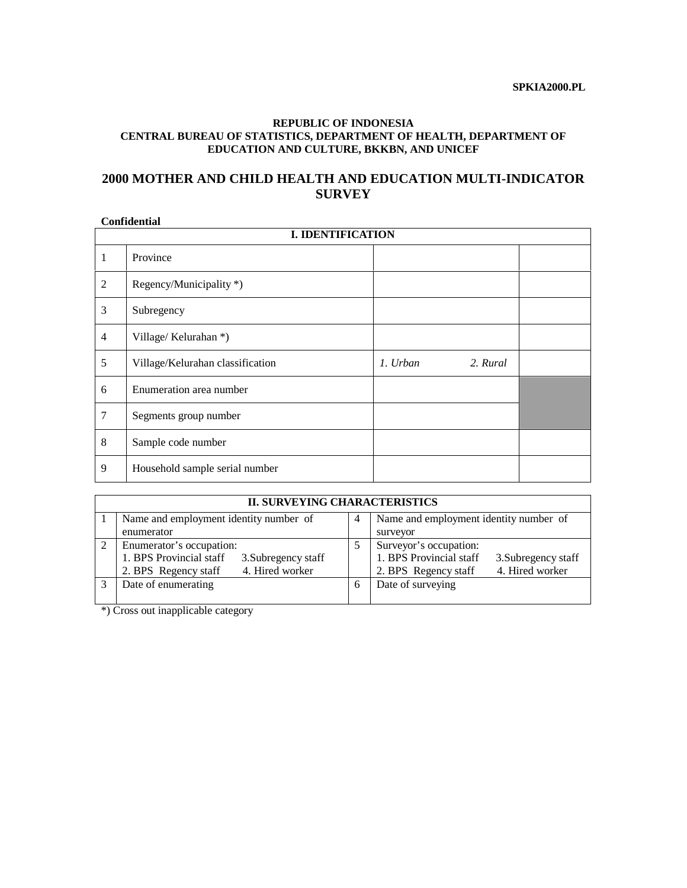**SPKIA2000.PL**

**REPUBLIC OF INDONESIA**
**CENTRAL BUREAU OF STATISTICS, DEPARTMENT OF HEALTH, DEPARTMENT OF EDUCATION AND CULTURE, BKKBN, AND UNICEF**

# 2000 MOTHER AND CHILD HEALTH AND EDUCATION MULTI-INDICATOR SURVEY

**Confidential**

| **I. IDENTIFICATION** | | | |
|---|---|---|---|
| 1 | Province | | |
| 2 | Regency/Municipality *) | | |
| 3 | Subregency | | |
| 4 | Village/ Kelurahan *) | | |
| 5 | Village/Kelurahan classification | *1. Urban* *2. Rural* | |
| 6 | Enumeration area number | | |
| 7 | Segments group number | | |
| 8 | Sample code number | | |
| 9 | Household sample serial number | | |

| **II. SURVEYING CHARACTERISTICS** | | | |
|---|---|---|---|
| 1 | Name and employment identity number of enumerator | 4 | Name and employment identity number of surveyor |
| 2 | Enumerator's occupation:<br>1. BPS Provincial staff 3.Subregency staff<br>2. BPS Regency staff 4. Hired worker | 5 | Surveyor's occupation:<br>1. BPS Provincial staff 3.Subregency staff<br>2. BPS Regency staff 4. Hired worker |
| 3 | Date of enumerating | 6 | Date of surveying |

*) Cross out inapplicable category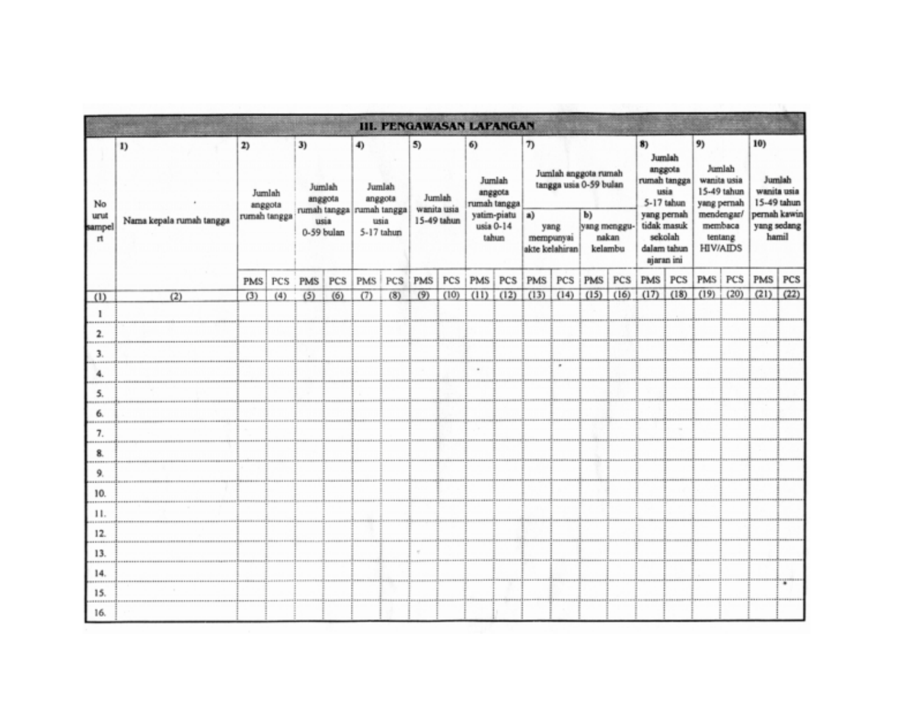## III. PENGAWASAN LAPANGAN

| No urut sampel rt | 1) Nama kepala rumah tangga | 2) Jumlah anggota rumah tangga | | 3) Jumlah anggota rumah tangga usia 0-59 bulan | | 4) Jumlah anggota rumah tangga usia 5-17 tahun | | 5) Jumlah wanita usia 15-49 tahun | | 6) Jumlah anggota rumah tangga yatim-piatu usia 0-14 tahun | | 7) Jumlah anggota rumah tangga usia 0-59 bulan | | | | 8) Jumlah anggota rumah tangga usia 5-17 tahun yang pernah tidak masuk sekolah dalam tahun ajaran ini | | 9) Jumlah wanita usia 15-49 tahun yang pernah mendengar/ membaca tentang HIV/AIDS | | 10) Jumlah wanita usia 15-49 tahun pernah kawin yang sedang hamil | |
|---|---|---|---|---|---|---|---|---|---|---|---|---|---|---|---|---|---|---|---|---|---|
| | | | | | | | | | | | | a) yang mempunyai akte kelahiran | | b) yang menggunakan kelambu | | | | | | | |
| | | PMS | PCS | PMS | PCS | PMS | PCS | PMS | PCS | PMS | PCS | PMS | PCS | PMS | PCS | PMS | PCS | PMS | PCS | PMS | PCS |
| (1) | (2) | (3) | (4) | (5) | (6) | (7) | (8) | (9) | (10) | (11) | (12) | (13) | (14) | (15) | (16) | (17) | (18) | (19) | (20) | (21) | (22) |
| 1 | | | | | | | | | | | | | | | | | | | | | |
| 2. | | | | | | | | | | | | | | | | | | | | | |
| 3. | | | | | | | | | | | | | | | | | | | | | |
| 4. | | | | | | | | | | | | | | | | | | | | | |
| 5. | | | | | | | | | | | | | | | | | | | | | |
| 6. | | | | | | | | | | | | | | | | | | | | | |
| 7. | | | | | | | | | | | | | | | | | | | | | |
| 8. | | | | | | | | | | | | | | | | | | | | | |
| 9. | | | | | | | | | | | | | | | | | | | | | |
| 10. | | | | | | | | | | | | | | | | | | | | | |
| 11. | | | | | | | | | | | | | | | | | | | | | |
| 12. | | | | | | | | | | | | | | | | | | | | | |
| 13. | | | | | | | | | | | | | | | | | | | | | |
| 14. | | | | | | | | | | | | | | | | | | | | | |
| 15. | | | | | | | | | | | | | | | | | | | | | |
| 16. | | | | | | | | | | | | | | | | | | | | | |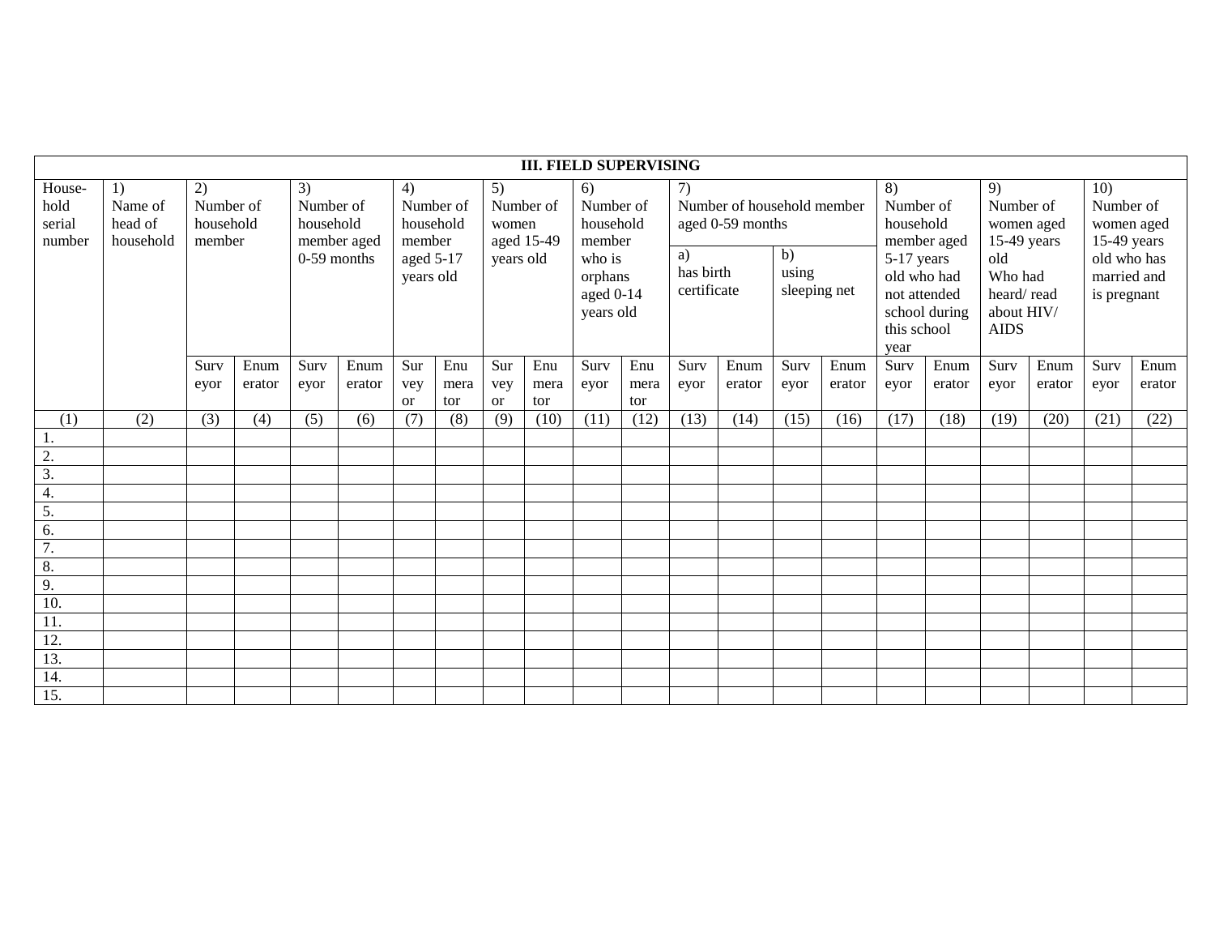| III. FIELD SUPERVISING | | | | | | | | | | | | | | | | | | | | | |
|---|---|---|---|---|---|---|---|---|---|---|---|---|---|---|---|---|---|---|---|---|---|
| House-hold serial number | 1) Name of head of household | 2) Number of household member | | 3) Number of household member aged 0-59 months | | 4) Number of household member aged 5-17 years old | | 5) Number of women aged 15-49 years old | | 6) Number of household member who is orphans aged 0-14 years old | | 7) Number of household member aged 0-59 months | | | | 8) Number of household member aged 5-17 years old who had not attended school during this school year | | 9) Number of women aged 15-49 years old Who had heard/ read about HIV/ AIDS | | 10) Number of women aged 15-49 years old who has married and is pregnant | |
| | | | | | | | | | | | | a) has birth certificate | | b) using sleeping net | | | | | | | |
| | | Surveyor | Enumerator | Surveyor | Enumerator | Surveyor | Enumerator | Surveyor | Enumerator | Surveyor | Enumerator | Surveyor | Enumerator | Surveyor | Enumerator | Surveyor | Enumerator | Surveyor | Enumerator | Surveyor | Enumerator |
| (1) | (2) | (3) | (4) | (5) | (6) | (7) | (8) | (9) | (10) | (11) | (12) | (13) | (14) | (15) | (16) | (17) | (18) | (19) | (20) | (21) | (22) |
| 1. | | | | | | | | | | | | | | | | | | | | | |
| 2. | | | | | | | | | | | | | | | | | | | | | |
| 3. | | | | | | | | | | | | | | | | | | | | | |
| 4. | | | | | | | | | | | | | | | | | | | | | |
| 5. | | | | | | | | | | | | | | | | | | | | | |
| 6. | | | | | | | | | | | | | | | | | | | | | |
| 7. | | | | | | | | | | | | | | | | | | | | | |
| 8. | | | | | | | | | | | | | | | | | | | | | |
| 9. | | | | | | | | | | | | | | | | | | | | | |
| 10. | | | | | | | | | | | | | | | | | | | | | |
| 11. | | | | | | | | | | | | | | | | | | | | | |
| 12. | | | | | | | | | | | | | | | | | | | | | |
| 13. | | | | | | | | | | | | | | | | | | | | | |
| 14. | | | | | | | | | | | | | | | | | | | | | |
| 15. | | | | | | | | | | | | | | | | | | | | | |